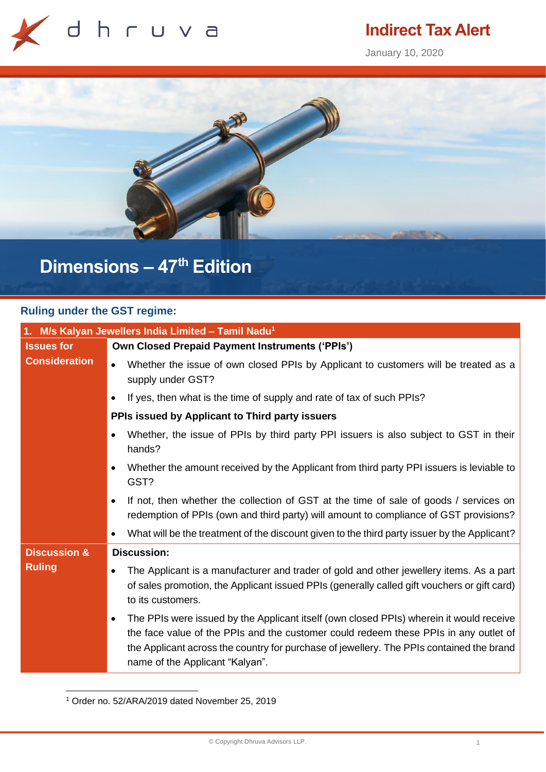dhruva

# Indirect Tax Alert

January 10, 2020

# Dimensions – 47th Edition

## Ruling under the GST regime:

| 1. M/s Kalyan Jewellers India Limited – Tamil Nadu[1] | |
|---|---|
| **Issues for Consideration** | **Own Closed Prepaid Payment Instruments ('PPIs')**<br>• Whether the issue of own closed PPIs by Applicant to customers will be treated as a supply under GST?<br>• If yes, then what is the time of supply and rate of tax of such PPIs?<br>**PPIs issued by Applicant to Third party issuers**<br>• Whether, the issue of PPIs by third party PPI issuers is also subject to GST in their hands?<br>• Whether the amount received by the Applicant from third party PPI issuers is leviable to GST?<br>• If not, then whether the collection of GST at the time of sale of goods / services on redemption of PPIs (own and third party) will amount to compliance of GST provisions?<br>• What will be the treatment of the discount given to the third party issuer by the Applicant? |
| **Discussion & Ruling** | **Discussion:**<br>• The Applicant is a manufacturer and trader of gold and other jewellery items. As a part of sales promotion, the Applicant issued PPIs (generally called gift vouchers or gift card) to its customers.<br>• The PPIs were issued by the Applicant itself (own closed PPIs) wherein it would receive the face value of the PPIs and the customer could redeem these PPIs in any outlet of the Applicant across the country for purchase of jewellery. The PPIs contained the brand name of the Applicant "Kalyan". |

[1] Order no. 52/ARA/2019 dated November 25, 2019

© Copyright Dhruva Advisors LLP.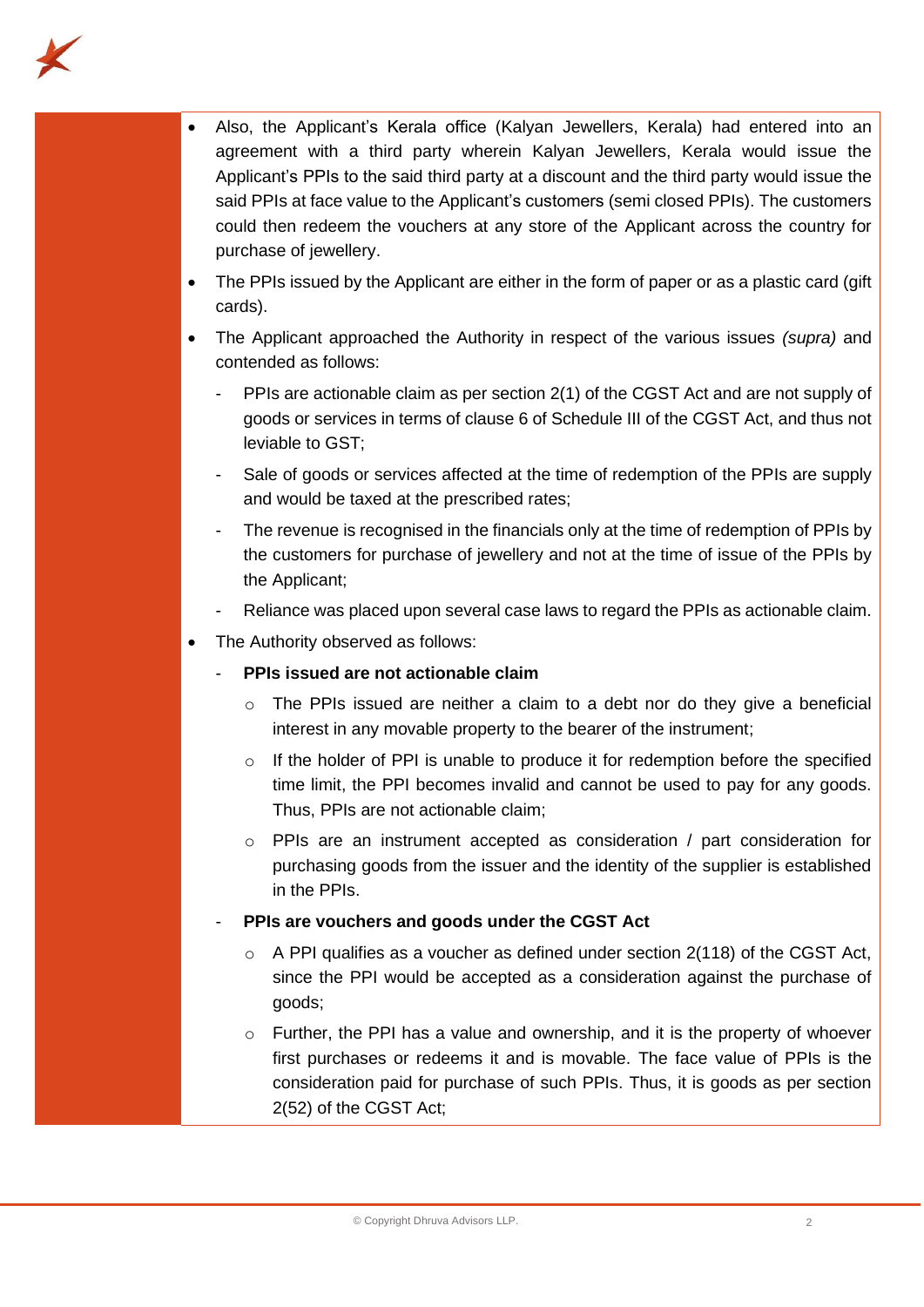- Also, the Applicant's Kerala office (Kalyan Jewellers, Kerala) had entered into an agreement with a third party wherein Kalyan Jewellers, Kerala would issue the Applicant's PPIs to the said third party at a discount and the third party would issue the said PPIs at face value to the Applicant's customers (semi closed PPIs). The customers could then redeem the vouchers at any store of the Applicant across the country for purchase of jewellery.
- The PPIs issued by the Applicant are either in the form of paper or as a plastic card (gift cards).
- The Applicant approached the Authority in respect of the various issues *(supra)* and contended as follows:
  - PPIs are actionable claim as per section 2(1) of the CGST Act and are not supply of goods or services in terms of clause 6 of Schedule III of the CGST Act, and thus not leviable to GST;
  - Sale of goods or services affected at the time of redemption of the PPIs are supply and would be taxed at the prescribed rates;
  - The revenue is recognised in the financials only at the time of redemption of PPIs by the customers for purchase of jewellery and not at the time of issue of the PPIs by the Applicant;
  - Reliance was placed upon several case laws to regard the PPIs as actionable claim.
- The Authority observed as follows:
  - **PPIs issued are not actionable claim**
    - The PPIs issued are neither a claim to a debt nor do they give a beneficial interest in any movable property to the bearer of the instrument;
    - If the holder of PPI is unable to produce it for redemption before the specified time limit, the PPI becomes invalid and cannot be used to pay for any goods. Thus, PPIs are not actionable claim;
    - PPIs are an instrument accepted as consideration / part consideration for purchasing goods from the issuer and the identity of the supplier is established in the PPIs.
  - **PPIs are vouchers and goods under the CGST Act**
    - A PPI qualifies as a voucher as defined under section 2(118) of the CGST Act, since the PPI would be accepted as a consideration against the purchase of goods;
    - Further, the PPI has a value and ownership, and it is the property of whoever first purchases or redeems it and is movable. The face value of PPIs is the consideration paid for purchase of such PPIs. Thus, it is goods as per section 2(52) of the CGST Act;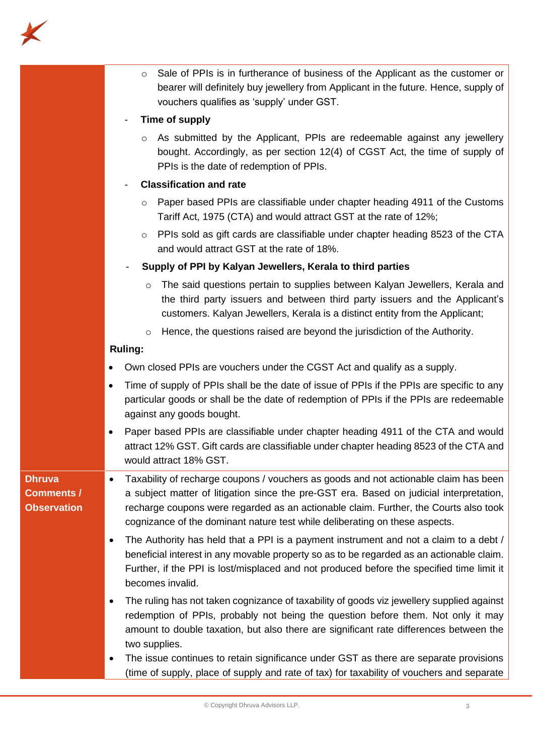| | |
|---|---|
| | ◦ Sale of PPIs is in furtherance of business of the Applicant as the customer or bearer will definitely buy jewellery from Applicant in the future. Hence, supply of vouchers qualifies as 'supply' under GST.<br>- **Time of supply**<br>◦ As submitted by the Applicant, PPIs are redeemable against any jewellery bought. Accordingly, as per section 12(4) of CGST Act, the time of supply of PPIs is the date of redemption of PPIs.<br>- **Classification and rate**<br>◦ Paper based PPIs are classifiable under chapter heading 4911 of the Customs Tariff Act, 1975 (CTA) and would attract GST at the rate of 12%;<br>◦ PPIs sold as gift cards are classifiable under chapter heading 8523 of the CTA and would attract GST at the rate of 18%.<br>- **Supply of PPI by Kalyan Jewellers, Kerala to third parties**<br>◦ The said questions pertain to supplies between Kalyan Jewellers, Kerala and the third party issuers and between third party issuers and the Applicant's customers. Kalyan Jewellers, Kerala is a distinct entity from the Applicant;<br>◦ Hence, the questions raised are beyond the jurisdiction of the Authority.<br>**Ruling:**<br>• Own closed PPIs are vouchers under the CGST Act and qualify as a supply.<br>• Time of supply of PPIs shall be the date of issue of PPIs if the PPIs are specific to any particular goods or shall be the date of redemption of PPIs if the PPIs are redeemable against any goods bought.<br>• Paper based PPIs are classifiable under chapter heading 4911 of the CTA and would attract 12% GST. Gift cards are classifiable under chapter heading 8523 of the CTA and would attract 18% GST. |
| **Dhruva Comments / Observation** | • Taxability of recharge coupons / vouchers as goods and not actionable claim has been a subject matter of litigation since the pre-GST era. Based on judicial interpretation, recharge coupons were regarded as an actionable claim. Further, the Courts also took cognizance of the dominant nature test while deliberating on these aspects.<br>• The Authority has held that a PPI is a payment instrument and not a claim to a debt / beneficial interest in any movable property so as to be regarded as an actionable claim. Further, if the PPI is lost/misplaced and not produced before the specified time limit it becomes invalid.<br>• The ruling has not taken cognizance of taxability of goods viz jewellery supplied against redemption of PPIs, probably not being the question before them. Not only it may amount to double taxation, but also there are significant rate differences between the two supplies.<br>• The issue continues to retain significance under GST as there are separate provisions (time of supply, place of supply and rate of tax) for taxability of vouchers and separate |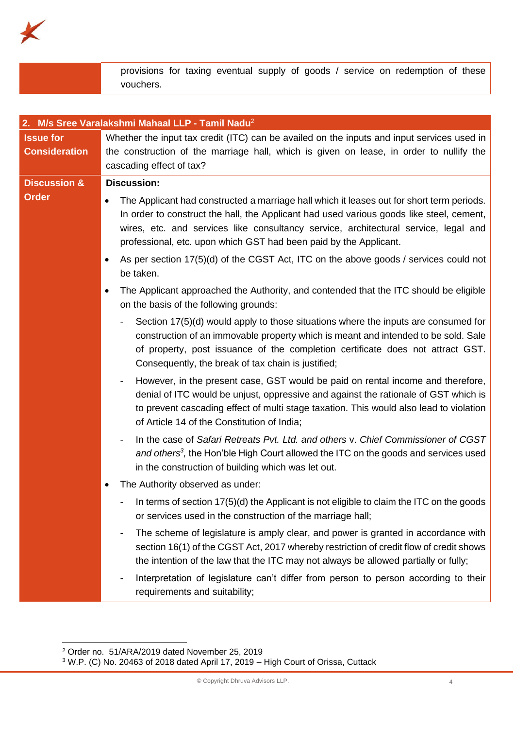| | provisions for taxing eventual supply of goods / service on redemption of these vouchers. |
|---|---|

| **2. M/s Sree Varalakshmi Mahaal LLP - Tamil Nadu**[2] | |
|---|---|
| **Issue for Consideration** | Whether the input tax credit (ITC) can be availed on the inputs and input services used in the construction of the marriage hall, which is given on lease, in order to nullify the cascading effect of tax? |
| **Discussion & Order** | **Discussion:**<br>• The Applicant had constructed a marriage hall which it leases out for short term periods. In order to construct the hall, the Applicant had used various goods like steel, cement, wires, etc. and services like consultancy service, architectural service, legal and professional, etc. upon which GST had been paid by the Applicant.<br>• As per section 17(5)(d) of the CGST Act, ITC on the above goods / services could not be taken.<br>• The Applicant approached the Authority, and contended that the ITC should be eligible on the basis of the following grounds:<br>- Section 17(5)(d) would apply to those situations where the inputs are consumed for construction of an immovable property which is meant and intended to be sold. Sale of property, post issuance of the completion certificate does not attract GST. Consequently, the break of tax chain is justified;<br>- However, in the present case, GST would be paid on rental income and therefore, denial of ITC would be unjust, oppressive and against the rationale of GST which is to prevent cascading effect of multi stage taxation. This would also lead to violation of Article 14 of the Constitution of India;<br>- In the case of *Safari Retreats Pvt. Ltd. and others* v. *Chief Commissioner of CGST and others*[3], the Hon'ble High Court allowed the ITC on the goods and services used in the construction of building which was let out.<br>• The Authority observed as under:<br>- In terms of section 17(5)(d) the Applicant is not eligible to claim the ITC on the goods or services used in the construction of the marriage hall;<br>- The scheme of legislature is amply clear, and power is granted in accordance with section 16(1) of the CGST Act, 2017 whereby restriction of credit flow of credit shows the intention of the law that the ITC may not always be allowed partially or fully;<br>- Interpretation of legislature can't differ from person to person according to their requirements and suitability; |

[2] Order no. 51/ARA/2019 dated November 25, 2019

[3] W.P. (C) No. 20463 of 2018 dated April 17, 2019 – High Court of Orissa, Cuttack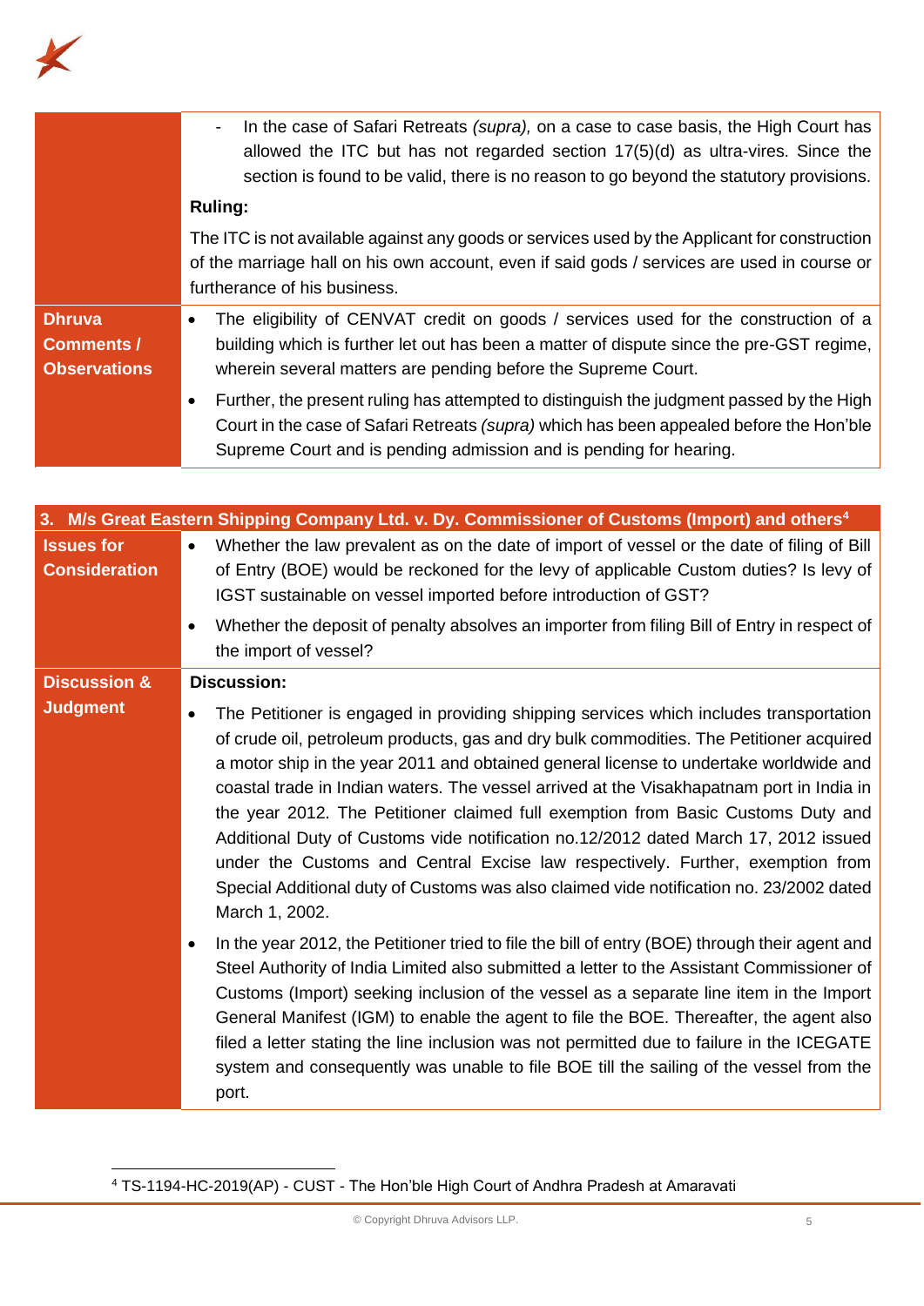|  |  |
|---|---|
|  | - In the case of Safari Retreats *(supra)*, on a case to case basis, the High Court has allowed the ITC but has not regarded section 17(5)(d) as ultra-vires. Since the section is found to be valid, there is no reason to go beyond the statutory provisions.<br><br>**Ruling:**<br><br>The ITC is not available against any goods or services used by the Applicant for construction of the marriage hall on his own account, even if said gods / services are used in course or furtherance of his business. |
| **Dhruva Comments / Observations** | • The eligibility of CENVAT credit on goods / services used for the construction of a building which is further let out has been a matter of dispute since the pre-GST regime, wherein several matters are pending before the Supreme Court.<br><br>• Further, the present ruling has attempted to distinguish the judgment passed by the High Court in the case of Safari Retreats *(supra)* which has been appealed before the Hon'ble Supreme Court and is pending admission and is pending for hearing. |

| **3. M/s Great Eastern Shipping Company Ltd. v. Dy. Commissioner of Customs (Import) and others[4]** | |
|---|---|
| **Issues for Consideration** | • Whether the law prevalent as on the date of import of vessel or the date of filing of Bill of Entry (BOE) would be reckoned for the levy of applicable Custom duties? Is levy of IGST sustainable on vessel imported before introduction of GST?<br><br>• Whether the deposit of penalty absolves an importer from filing Bill of Entry in respect of the import of vessel? |
| **Discussion & Judgment** | **Discussion:**<br><br>• The Petitioner is engaged in providing shipping services which includes transportation of crude oil, petroleum products, gas and dry bulk commodities. The Petitioner acquired a motor ship in the year 2011 and obtained general license to undertake worldwide and coastal trade in Indian waters. The vessel arrived at the Visakhapatnam port in India in the year 2012. The Petitioner claimed full exemption from Basic Customs Duty and Additional Duty of Customs vide notification no.12/2012 dated March 17, 2012 issued under the Customs and Central Excise law respectively. Further, exemption from Special Additional duty of Customs was also claimed vide notification no. 23/2002 dated March 1, 2002.<br><br>• In the year 2012, the Petitioner tried to file the bill of entry (BOE) through their agent and Steel Authority of India Limited also submitted a letter to the Assistant Commissioner of Customs (Import) seeking inclusion of the vessel as a separate line item in the Import General Manifest (IGM) to enable the agent to file the BOE. Thereafter, the agent also filed a letter stating the line inclusion was not permitted due to failure in the ICEGATE system and consequently was unable to file BOE till the sailing of the vessel from the port. |

[4] TS-1194-HC-2019(AP) - CUST - The Hon'ble High Court of Andhra Pradesh at Amaravati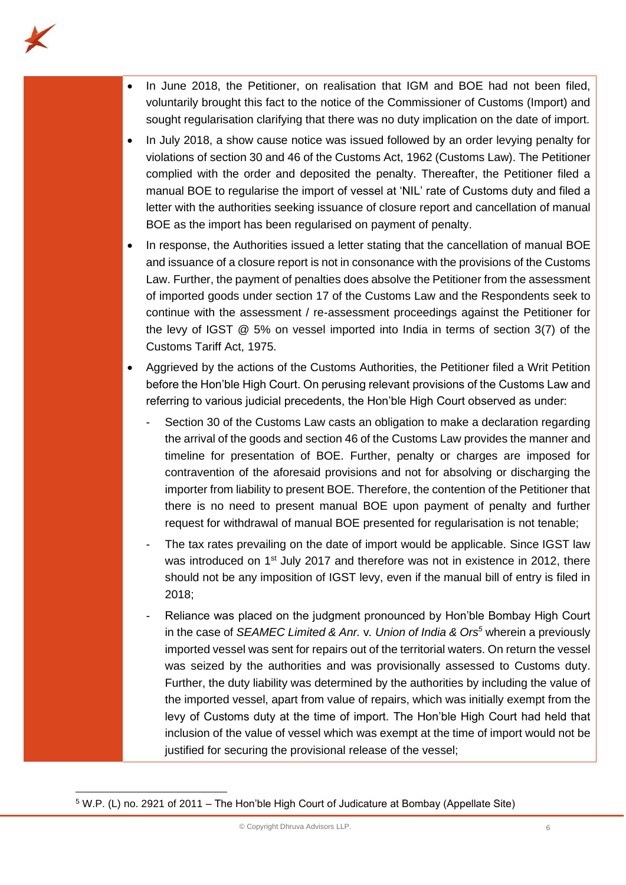- In June 2018, the Petitioner, on realisation that IGM and BOE had not been filed, voluntarily brought this fact to the notice of the Commissioner of Customs (Import) and sought regularisation clarifying that there was no duty implication on the date of import.
- In July 2018, a show cause notice was issued followed by an order levying penalty for violations of section 30 and 46 of the Customs Act, 1962 (Customs Law). The Petitioner complied with the order and deposited the penalty. Thereafter, the Petitioner filed a manual BOE to regularise the import of vessel at 'NIL' rate of Customs duty and filed a letter with the authorities seeking issuance of closure report and cancellation of manual BOE as the import has been regularised on payment of penalty.
- In response, the Authorities issued a letter stating that the cancellation of manual BOE and issuance of a closure report is not in consonance with the provisions of the Customs Law. Further, the payment of penalties does absolve the Petitioner from the assessment of imported goods under section 17 of the Customs Law and the Respondents seek to continue with the assessment / re-assessment proceedings against the Petitioner for the levy of IGST @ 5% on vessel imported into India in terms of section 3(7) of the Customs Tariff Act, 1975.
- Aggrieved by the actions of the Customs Authorities, the Petitioner filed a Writ Petition before the Hon'ble High Court. On perusing relevant provisions of the Customs Law and referring to various judicial precedents, the Hon'ble High Court observed as under:
  - Section 30 of the Customs Law casts an obligation to make a declaration regarding the arrival of the goods and section 46 of the Customs Law provides the manner and timeline for presentation of BOE. Further, penalty or charges are imposed for contravention of the aforesaid provisions and not for absolving or discharging the importer from liability to present BOE. Therefore, the contention of the Petitioner that there is no need to present manual BOE upon payment of penalty and further request for withdrawal of manual BOE presented for regularisation is not tenable;
  - The tax rates prevailing on the date of import would be applicable. Since IGST law was introduced on 1st July 2017 and therefore was not in existence in 2012, there should not be any imposition of IGST levy, even if the manual bill of entry is filed in 2018;
  - Reliance was placed on the judgment pronounced by Hon'ble Bombay High Court in the case of *SEAMEC Limited & Anr.* v. *Union of India & Ors*[5] wherein a previously imported vessel was sent for repairs out of the territorial waters. On return the vessel was seized by the authorities and was provisionally assessed to Customs duty. Further, the duty liability was determined by the authorities by including the value of the imported vessel, apart from value of repairs, which was initially exempt from the levy of Customs duty at the time of import. The Hon'ble High Court had held that inclusion of the value of vessel which was exempt at the time of import would not be justified for securing the provisional release of the vessel;

---

[5] W.P. (L) no. 2921 of 2011 – The Hon'ble High Court of Judicature at Bombay (Appellate Site)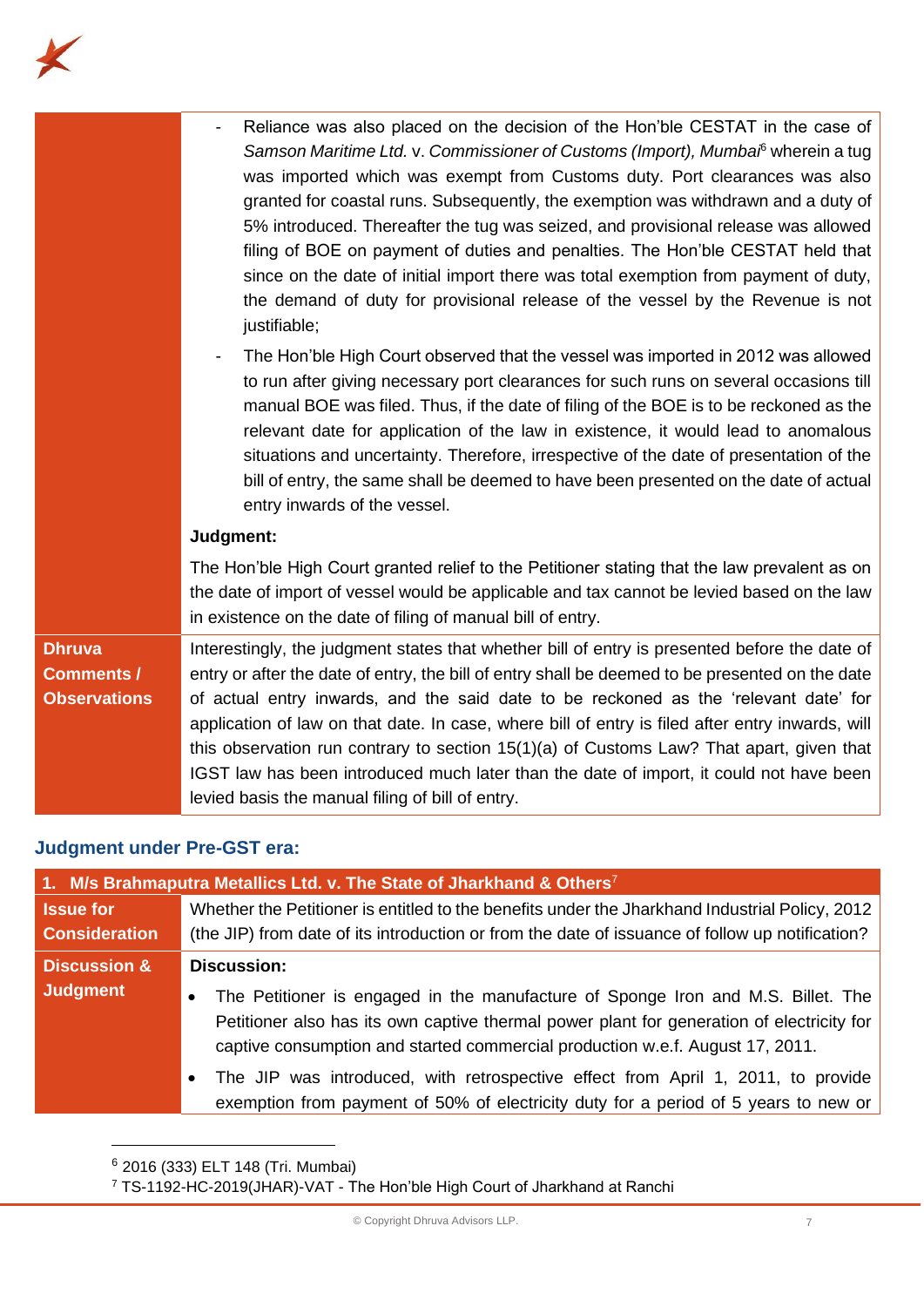| | |
|---|---|
| | - Reliance was also placed on the decision of the Hon'ble CESTAT in the case of *Samson Maritime Ltd.* v. *Commissioner of Customs (Import), Mumbai*[6] wherein a tug was imported which was exempt from Customs duty. Port clearances was also granted for coastal runs. Subsequently, the exemption was withdrawn and a duty of 5% introduced. Thereafter the tug was seized, and provisional release was allowed filing of BOE on payment of duties and penalties. The Hon'ble CESTAT held that since on the date of initial import there was total exemption from payment of duty, the demand of duty for provisional release of the vessel by the Revenue is not justifiable;<br>- The Hon'ble High Court observed that the vessel was imported in 2012 was allowed to run after giving necessary port clearances for such runs on several occasions till manual BOE was filed. Thus, if the date of filing of the BOE is to be reckoned as the relevant date for application of the law in existence, it would lead to anomalous situations and uncertainty. Therefore, irrespective of the date of presentation of the bill of entry, the same shall be deemed to have been presented on the date of actual entry inwards of the vessel.<br>**Judgment:**<br>The Hon'ble High Court granted relief to the Petitioner stating that the law prevalent as on the date of import of vessel would be applicable and tax cannot be levied based on the law in existence on the date of filing of manual bill of entry. |
| **Dhruva Comments / Observations** | Interestingly, the judgment states that whether bill of entry is presented before the date of entry or after the date of entry, the bill of entry shall be deemed to be presented on the date of actual entry inwards, and the said date to be reckoned as the 'relevant date' for application of law on that date. In case, where bill of entry is filed after entry inwards, will this observation run contrary to section 15(1)(a) of Customs Law? That apart, given that IGST law has been introduced much later than the date of import, it could not have been levied basis the manual filing of bill of entry. |

## Judgment under Pre-GST era:

| **1. M/s Brahmaputra Metallics Ltd. v. The State of Jharkhand & Others**[7] | |
|---|---|
| **Issue for Consideration** | Whether the Petitioner is entitled to the benefits under the Jharkhand Industrial Policy, 2012 (the JIP) from date of its introduction or from the date of issuance of follow up notification? |
| **Discussion & Judgment** | **Discussion:**<br>• The Petitioner is engaged in the manufacture of Sponge Iron and M.S. Billet. The Petitioner also has its own captive thermal power plant for generation of electricity for captive consumption and started commercial production w.e.f. August 17, 2011.<br>• The JIP was introduced, with retrospective effect from April 1, 2011, to provide exemption from payment of 50% of electricity duty for a period of 5 years to new or |

[6] 2016 (333) ELT 148 (Tri. Mumbai)

[7] TS-1192-HC-2019(JHAR)-VAT - The Hon'ble High Court of Jharkhand at Ranchi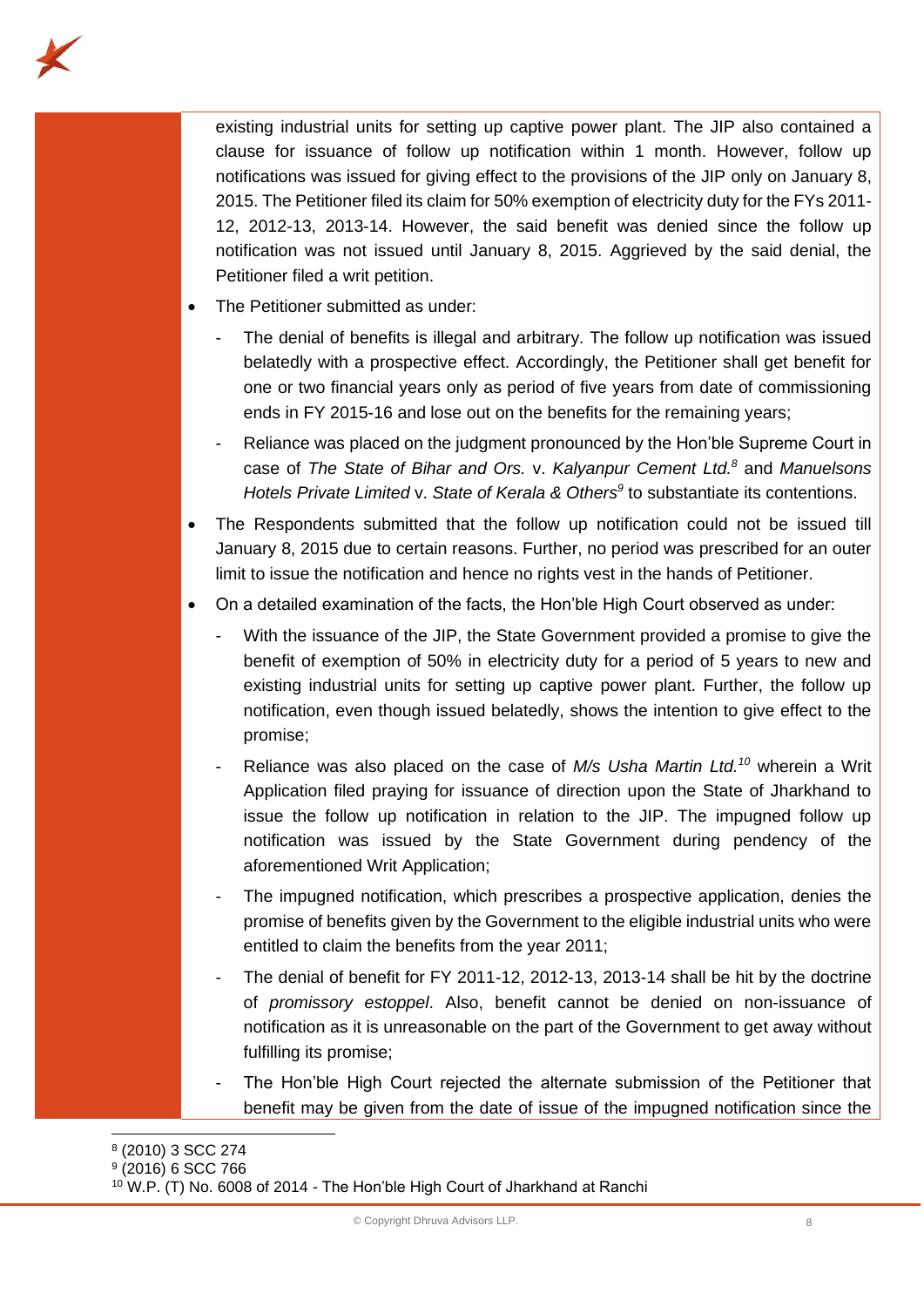existing industrial units for setting up captive power plant. The JIP also contained a clause for issuance of follow up notification within 1 month. However, follow up notifications was issued for giving effect to the provisions of the JIP only on January 8, 2015. The Petitioner filed its claim for 50% exemption of electricity duty for the FYs 2011-12, 2012-13, 2013-14. However, the said benefit was denied since the follow up notification was not issued until January 8, 2015. Aggrieved by the said denial, the Petitioner filed a writ petition.

- The Petitioner submitted as under:
  - The denial of benefits is illegal and arbitrary. The follow up notification was issued belatedly with a prospective effect. Accordingly, the Petitioner shall get benefit for one or two financial years only as period of five years from date of commissioning ends in FY 2015-16 and lose out on the benefits for the remaining years;
  - Reliance was placed on the judgment pronounced by the Hon'ble Supreme Court in case of *The State of Bihar and Ors.* v. *Kalyanpur Cement Ltd.*[8] and *Manuelsons Hotels Private Limited* v. *State of Kerala & Others*[9] to substantiate its contentions.
- The Respondents submitted that the follow up notification could not be issued till January 8, 2015 due to certain reasons. Further, no period was prescribed for an outer limit to issue the notification and hence no rights vest in the hands of Petitioner.
- On a detailed examination of the facts, the Hon'ble High Court observed as under:
  - With the issuance of the JIP, the State Government provided a promise to give the benefit of exemption of 50% in electricity duty for a period of 5 years to new and existing industrial units for setting up captive power plant. Further, the follow up notification, even though issued belatedly, shows the intention to give effect to the promise;
  - Reliance was also placed on the case of *M/s Usha Martin Ltd.*[10] wherein a Writ Application filed praying for issuance of direction upon the State of Jharkhand to issue the follow up notification in relation to the JIP. The impugned follow up notification was issued by the State Government during pendency of the aforementioned Writ Application;
  - The impugned notification, which prescribes a prospective application, denies the promise of benefits given by the Government to the eligible industrial units who were entitled to claim the benefits from the year 2011;
  - The denial of benefit for FY 2011-12, 2012-13, 2013-14 shall be hit by the doctrine of *promissory estoppel*. Also, benefit cannot be denied on non-issuance of notification as it is unreasonable on the part of the Government to get away without fulfilling its promise;
  - The Hon'ble High Court rejected the alternate submission of the Petitioner that benefit may be given from the date of issue of the impugned notification since the

---

[8] (2010) 3 SCC 274

[9] (2016) 6 SCC 766

[10] W.P. (T) No. 6008 of 2014 - The Hon'ble High Court of Jharkhand at Ranchi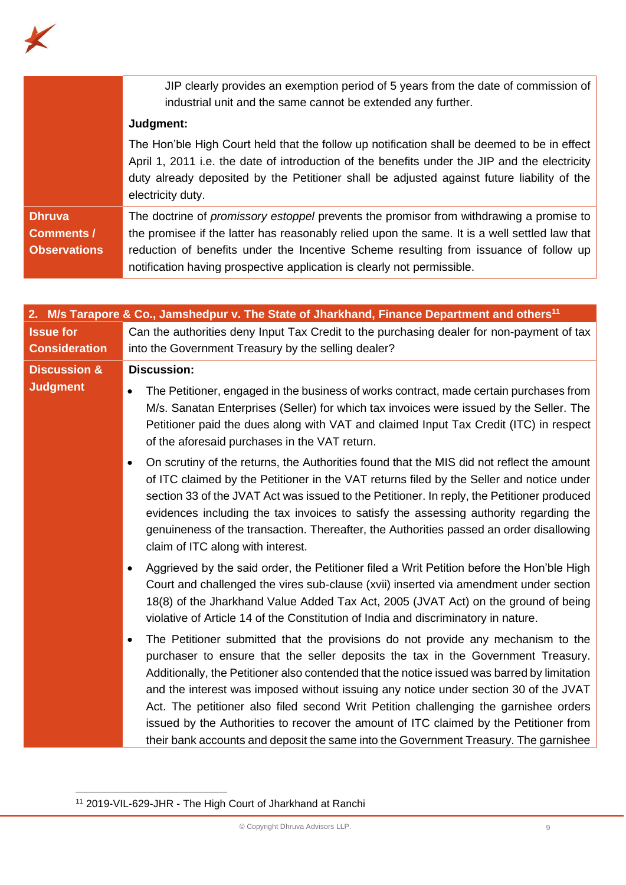| | |
|---|---|
| | JIP clearly provides an exemption period of 5 years from the date of commission of industrial unit and the same cannot be extended any further.<br><br>**Judgment:**<br><br>The Hon'ble High Court held that the follow up notification shall be deemed to be in effect April 1, 2011 i.e. the date of introduction of the benefits under the JIP and the electricity duty already deposited by the Petitioner shall be adjusted against future liability of the electricity duty. |
| **Dhruva Comments / Observations** | The doctrine of *promissory estoppel* prevents the promisor from withdrawing a promise to the promisee if the latter has reasonably relied upon the same. It is a well settled law that reduction of benefits under the Incentive Scheme resulting from issuance of follow up notification having prospective application is clearly not permissible. |

| **2. M/s Tarapore & Co., Jamshedpur v. The State of Jharkhand, Finance Department and others[11]** | |
|---|---|
| **Issue for Consideration** | Can the authorities deny Input Tax Credit to the purchasing dealer for non-payment of tax into the Government Treasury by the selling dealer? |
| **Discussion & Judgment** | **Discussion:**<br><br>• The Petitioner, engaged in the business of works contract, made certain purchases from M/s. Sanatan Enterprises (Seller) for which tax invoices were issued by the Seller. The Petitioner paid the dues along with VAT and claimed Input Tax Credit (ITC) in respect of the aforesaid purchases in the VAT return.<br><br>• On scrutiny of the returns, the Authorities found that the MIS did not reflect the amount of ITC claimed by the Petitioner in the VAT returns filed by the Seller and notice under section 33 of the JVAT Act was issued to the Petitioner. In reply, the Petitioner produced evidences including the tax invoices to satisfy the assessing authority regarding the genuineness of the transaction. Thereafter, the Authorities passed an order disallowing claim of ITC along with interest.<br><br>• Aggrieved by the said order, the Petitioner filed a Writ Petition before the Hon'ble High Court and challenged the vires sub-clause (xvii) inserted via amendment under section 18(8) of the Jharkhand Value Added Tax Act, 2005 (JVAT Act) on the ground of being violative of Article 14 of the Constitution of India and discriminatory in nature.<br><br>• The Petitioner submitted that the provisions do not provide any mechanism to the purchaser to ensure that the seller deposits the tax in the Government Treasury. Additionally, the Petitioner also contended that the notice issued was barred by limitation and the interest was imposed without issuing any notice under section 30 of the JVAT Act. The petitioner also filed second Writ Petition challenging the garnishee orders issued by the Authorities to recover the amount of ITC claimed by the Petitioner from their bank accounts and deposit the same into the Government Treasury. The garnishee |

[11] 2019-VIL-629-JHR - The High Court of Jharkhand at Ranchi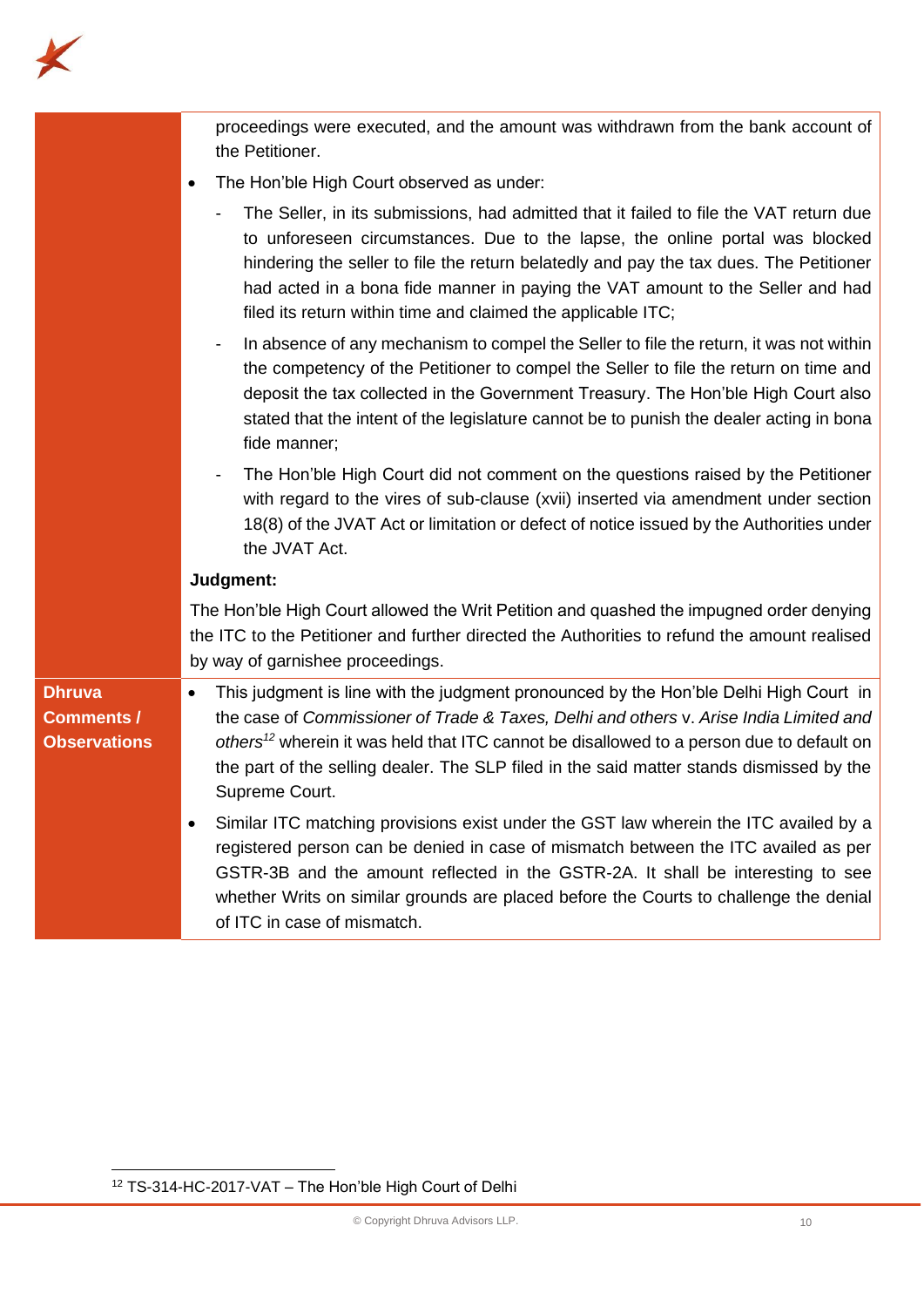proceedings were executed, and the amount was withdrawn from the bank account of the Petitioner.

- The Hon'ble High Court observed as under:
  - The Seller, in its submissions, had admitted that it failed to file the VAT return due to unforeseen circumstances. Due to the lapse, the online portal was blocked hindering the seller to file the return belatedly and pay the tax dues. The Petitioner had acted in a bona fide manner in paying the VAT amount to the Seller and had filed its return within time and claimed the applicable ITC;
  - In absence of any mechanism to compel the Seller to file the return, it was not within the competency of the Petitioner to compel the Seller to file the return on time and deposit the tax collected in the Government Treasury. The Hon'ble High Court also stated that the intent of the legislature cannot be to punish the dealer acting in bona fide manner;
  - The Hon'ble High Court did not comment on the questions raised by the Petitioner with regard to the vires of sub-clause (xvii) inserted via amendment under section 18(8) of the JVAT Act or limitation or defect of notice issued by the Authorities under the JVAT Act.

**Judgment:**

The Hon'ble High Court allowed the Writ Petition and quashed the impugned order denying the ITC to the Petitioner and further directed the Authorities to refund the amount realised by way of garnishee proceedings.

**Dhruva Comments / Observations**

- This judgment is line with the judgment pronounced by the Hon'ble Delhi High Court in the case of *Commissioner of Trade & Taxes, Delhi and others* v. *Arise India Limited and others*[12] wherein it was held that ITC cannot be disallowed to a person due to default on the part of the selling dealer. The SLP filed in the said matter stands dismissed by the Supreme Court.
- Similar ITC matching provisions exist under the GST law wherein the ITC availed by a registered person can be denied in case of mismatch between the ITC availed as per GSTR-3B and the amount reflected in the GSTR-2A. It shall be interesting to see whether Writs on similar grounds are placed before the Courts to challenge the denial of ITC in case of mismatch.

[12] TS-314-HC-2017-VAT – The Hon'ble High Court of Delhi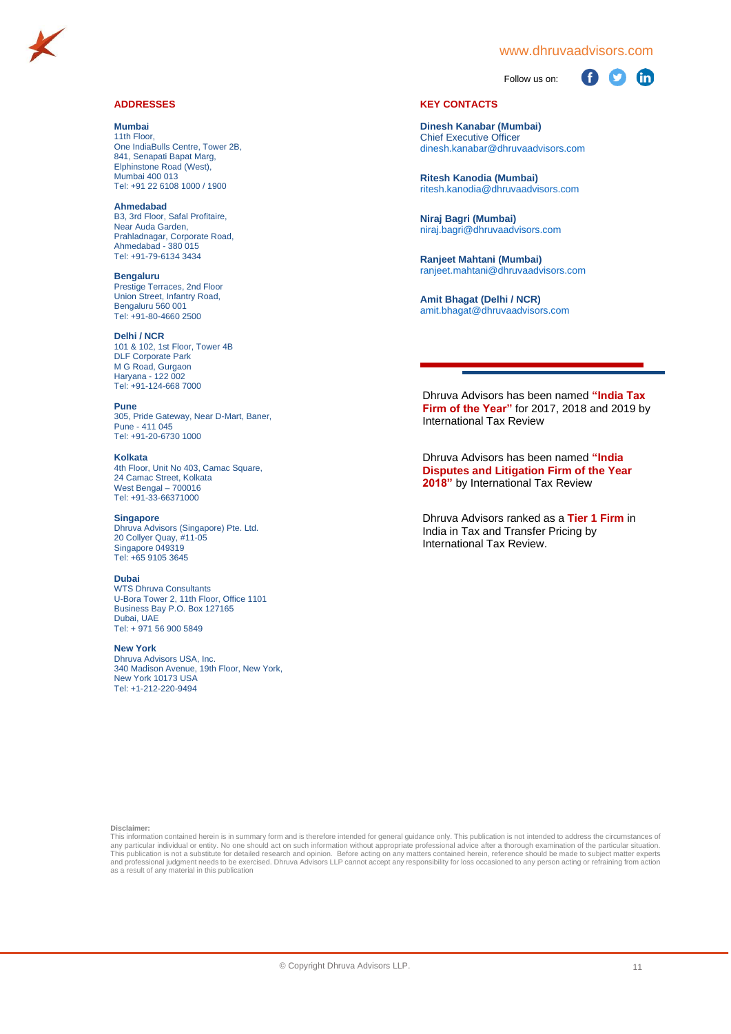www.dhruvaadvisors.com

Follow us on:

## ADDRESSES

**Mumbai**
11th Floor,
One IndiaBulls Centre, Tower 2B,
841, Senapati Bapat Marg,
Elphinstone Road (West),
Mumbai 400 013
Tel: +91 22 6108 1000 / 1900

**Ahmedabad**
B3, 3rd Floor, Safal Profitaire,
Near Auda Garden,
Prahladnagar, Corporate Road,
Ahmedabad - 380 015
Tel: +91-79-6134 3434

**Bengaluru**
Prestige Terraces, 2nd Floor
Union Street, Infantry Road,
Bengaluru 560 001
Tel: +91-80-4660 2500

**Delhi / NCR**
101 & 102, 1st Floor, Tower 4B
DLF Corporate Park
M G Road, Gurgaon
Haryana - 122 002
Tel: +91-124-668 7000

**Pune**
305, Pride Gateway, Near D-Mart, Baner,
Pune - 411 045
Tel: +91-20-6730 1000

**Kolkata**
4th Floor, Unit No 403, Camac Square,
24 Camac Street, Kolkata
West Bengal – 700016
Tel: +91-33-66371000

**Singapore**
Dhruva Advisors (Singapore) Pte. Ltd.
20 Collyer Quay, #11-05
Singapore 049319
Tel: +65 9105 3645

**Dubai**
WTS Dhruva Consultants
U-Bora Tower 2, 11th Floor, Office 1101
Business Bay P.O. Box 127165
Dubai, UAE
Tel: + 971 56 900 5849

**New York**
Dhruva Advisors USA, Inc.
340 Madison Avenue, 19th Floor, New York,
New York 10173 USA
Tel: +1-212-220-9494

## KEY CONTACTS

**Dinesh Kanabar (Mumbai)**
Chief Executive Officer
dinesh.kanabar@dhruvaadvisors.com

**Ritesh Kanodia (Mumbai)**
ritesh.kanodia@dhruvaadvisors.com

**Niraj Bagri (Mumbai)**
niraj.bagri@dhruvaadvisors.com

**Ranjeet Mahtani (Mumbai)**
ranjeet.mahtani@dhruvaadvisors.com

**Amit Bhagat (Delhi / NCR)**
amit.bhagat@dhruvaadvisors.com

Dhruva Advisors has been named **"India Tax Firm of the Year"** for 2017, 2018 and 2019 by International Tax Review

Dhruva Advisors has been named **"India Disputes and Litigation Firm of the Year 2018"** by International Tax Review

Dhruva Advisors ranked as a **Tier 1 Firm** in India in Tax and Transfer Pricing by International Tax Review.

**Disclaimer:**
This information contained herein is in summary form and is therefore intended for general guidance only. This publication is not intended to address the circumstances of any particular individual or entity. No one should act on such information without appropriate professional advice after a thorough examination of the particular situation. This publication is not a substitute for detailed research and opinion. Before acting on any matters contained herein, reference should be made to subject matter experts and professional judgment needs to be exercised. Dhruva Advisors LLP cannot accept any responsibility for loss occasioned to any person acting or refraining from action as a result of any material in this publication

© Copyright Dhruva Advisors LLP.